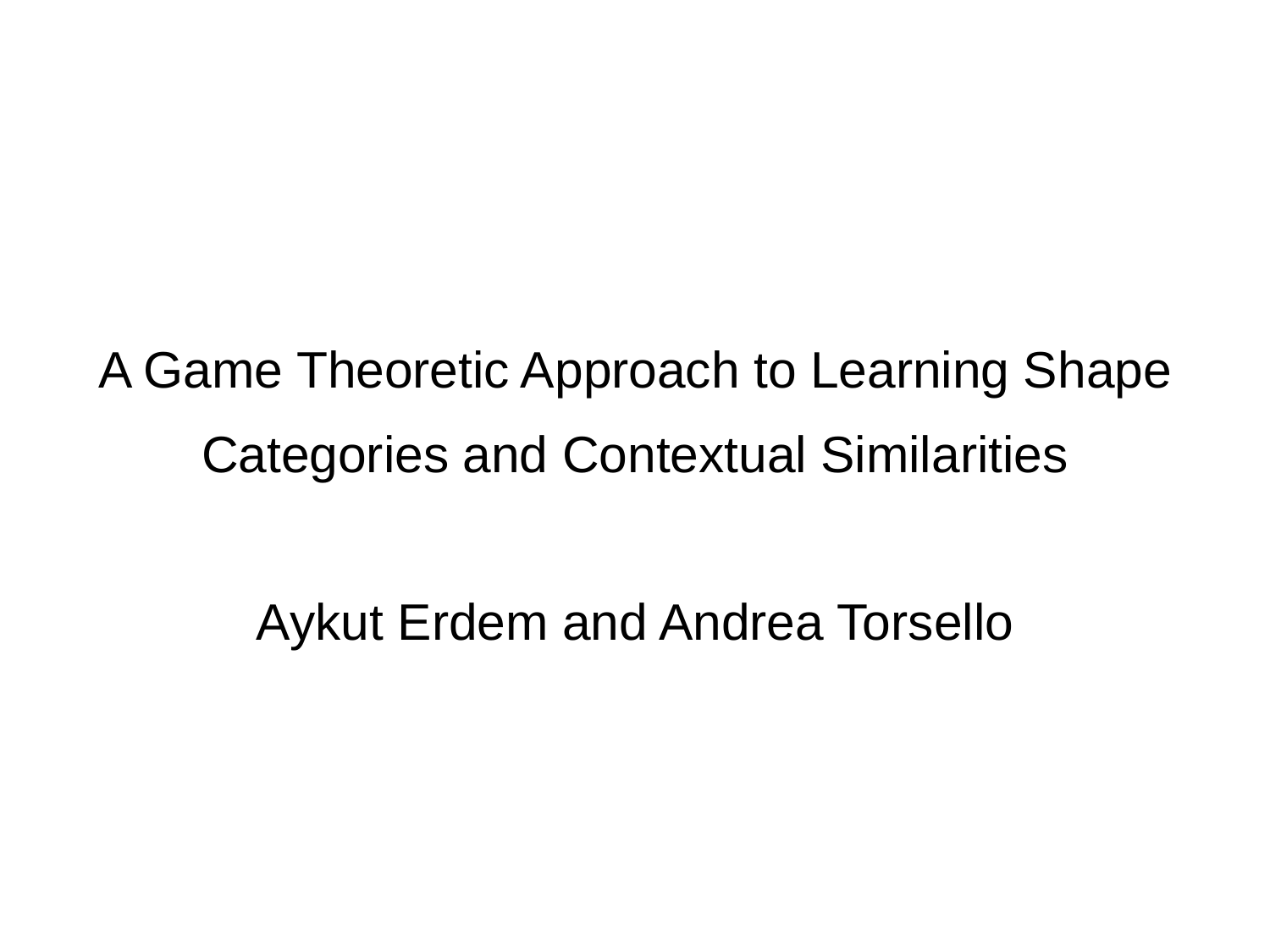# A Game Theoretic Approach to Learning Shape Categories and Contextual Similarities

Aykut Erdem and Andrea Torsello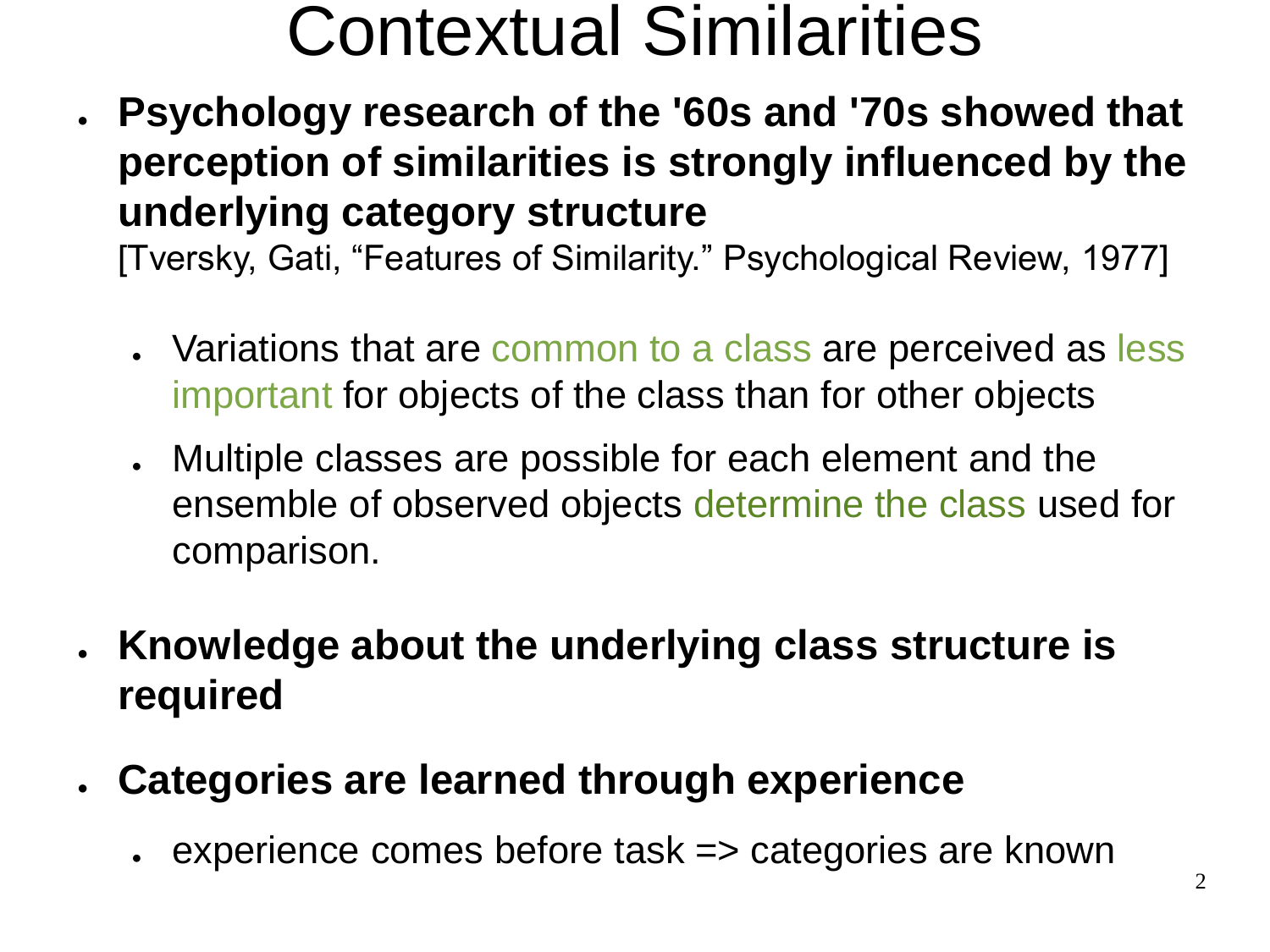# Contextual Similarities

- **Psychology research of the '60s and '70s showed that perception of similarities is strongly influenced by the underlying category structure**
  [Tversky, Gati, "Features of Similarity." Psychological Review, 1977]
  - Variations that are common to a class are perceived as less important for objects of the class than for other objects
  - Multiple classes are possible for each element and the ensemble of observed objects determine the class used for comparison.
- **Knowledge about the underlying class structure is required**
- **Categories are learned through experience**
  - experience comes before task => categories are known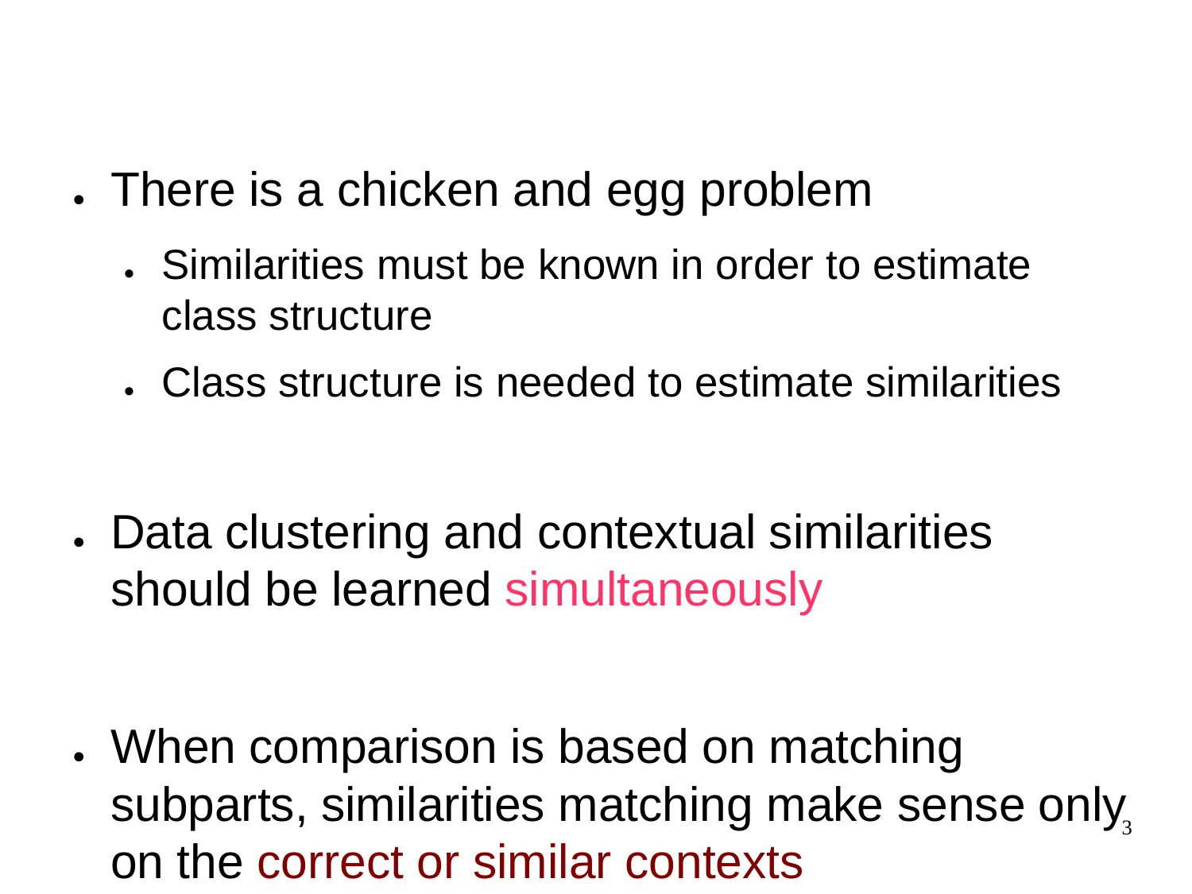- There is a chicken and egg problem
  - Similarities must be known in order to estimate class structure
  - Class structure is needed to estimate similarities

- Data clustering and contextual similarities should be learned simultaneously

- When comparison is based on matching subparts, similarities matching make sense only on the correct or similar contexts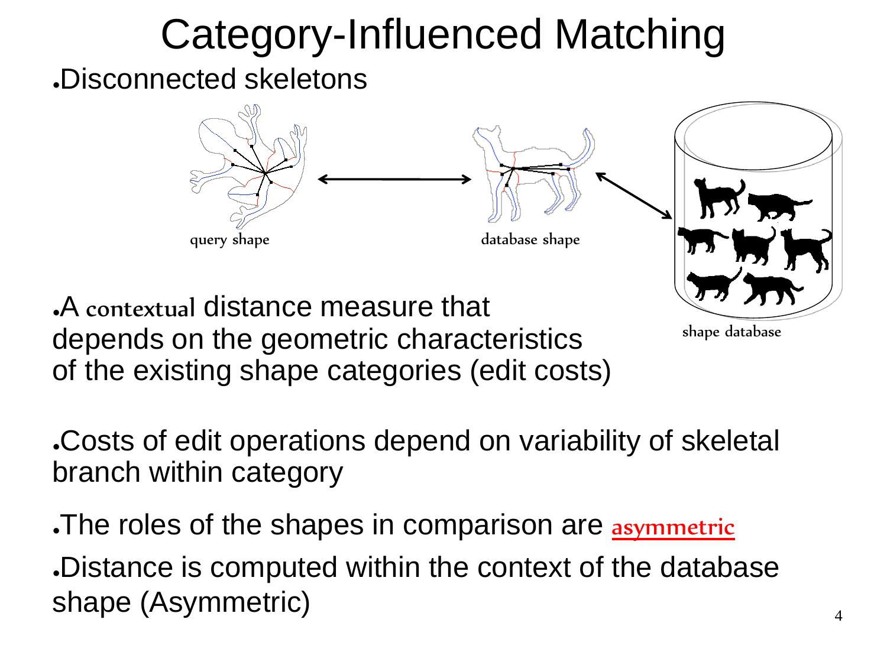# Category-Influenced Matching

- Disconnected skeletons

query shape

database shape

shape database

- A contextual distance measure that depends on the geometric characteristics of the existing shape categories (edit costs)

- Costs of edit operations depend on variability of skeletal branch within category

- The roles of the shapes in comparison are asymmetric
- Distance is computed within the context of the database shape (Asymmetric)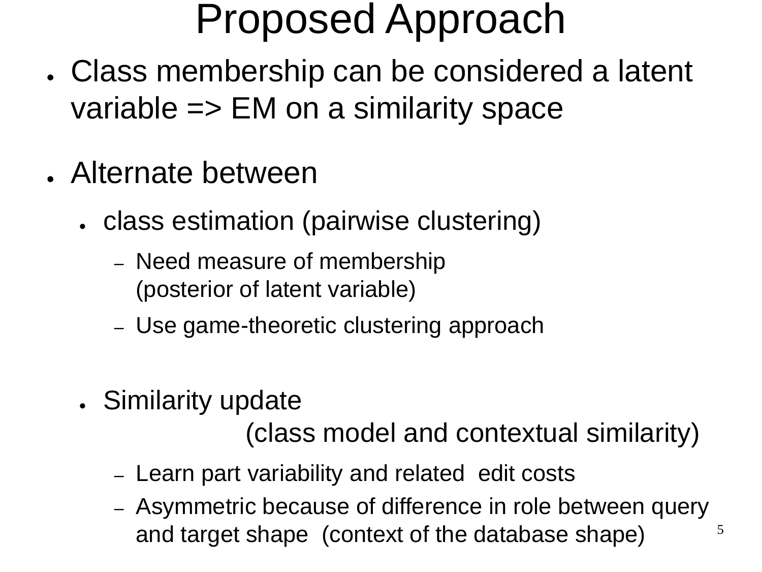# Proposed Approach

- Class membership can be considered a latent variable => EM on a similarity space

- Alternate between
  - class estimation (pairwise clustering)
    - Need measure of membership (posterior of latent variable)
    - Use game-theoretic clustering approach
  - Similarity update (class model and contextual similarity)
    - Learn part variability and related edit costs
    - Asymmetric because of difference in role between query and target shape (context of the database shape)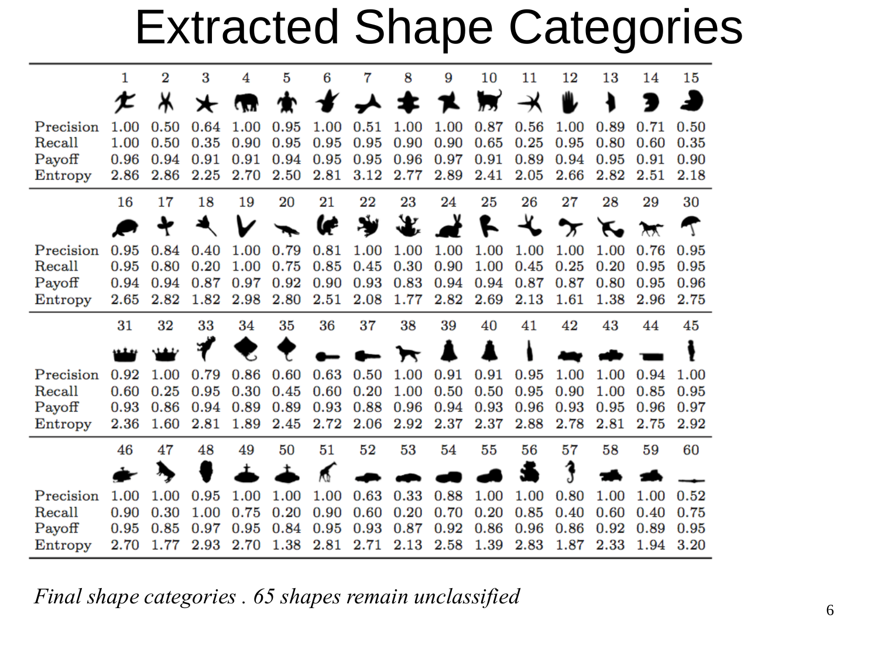# Extracted Shape Categories

| | 1 | 2 | 3 | 4 | 5 | 6 | 7 | 8 | 9 | 10 | 11 | 12 | 13 | 14 | 15 |
|---|---|---|---|---|---|---|---|---|---|---|---|---|---|---|---|
| Precision | 1.00 | 0.50 | 0.64 | 1.00 | 0.95 | 1.00 | 0.51 | 1.00 | 1.00 | 0.87 | 0.56 | 1.00 | 0.89 | 0.71 | 0.50 |
| Recall | 1.00 | 0.50 | 0.35 | 0.90 | 0.95 | 0.95 | 0.95 | 0.90 | 0.90 | 0.65 | 0.25 | 0.95 | 0.80 | 0.60 | 0.35 |
| Payoff | 0.96 | 0.94 | 0.91 | 0.91 | 0.94 | 0.95 | 0.95 | 0.96 | 0.97 | 0.91 | 0.89 | 0.94 | 0.95 | 0.91 | 0.90 |
| Entropy | 2.86 | 2.86 | 2.25 | 2.70 | 2.50 | 2.81 | 3.12 | 2.77 | 2.89 | 2.41 | 2.05 | 2.66 | 2.82 | 2.51 | 2.18 |

| | 16 | 17 | 18 | 19 | 20 | 21 | 22 | 23 | 24 | 25 | 26 | 27 | 28 | 29 | 30 |
|---|---|---|---|---|---|---|---|---|---|---|---|---|---|---|---|
| Precision | 0.95 | 0.84 | 0.40 | 1.00 | 0.79 | 0.81 | 1.00 | 1.00 | 1.00 | 1.00 | 1.00 | 1.00 | 1.00 | 0.76 | 0.95 |
| Recall | 0.95 | 0.80 | 0.20 | 1.00 | 0.75 | 0.85 | 0.45 | 0.30 | 0.90 | 1.00 | 0.45 | 0.25 | 0.20 | 0.95 | 0.95 |
| Payoff | 0.94 | 0.94 | 0.87 | 0.97 | 0.92 | 0.90 | 0.93 | 0.83 | 0.94 | 0.94 | 0.87 | 0.87 | 0.80 | 0.95 | 0.96 |
| Entropy | 2.65 | 2.82 | 1.82 | 2.98 | 2.80 | 2.51 | 2.08 | 1.77 | 2.82 | 2.69 | 2.13 | 1.61 | 1.38 | 2.96 | 2.75 |

| | 31 | 32 | 33 | 34 | 35 | 36 | 37 | 38 | 39 | 40 | 41 | 42 | 43 | 44 | 45 |
|---|---|---|---|---|---|---|---|---|---|---|---|---|---|---|---|
| Precision | 0.92 | 1.00 | 0.79 | 0.86 | 0.60 | 0.63 | 0.50 | 1.00 | 0.91 | 0.91 | 0.95 | 1.00 | 1.00 | 0.94 | 1.00 |
| Recall | 0.60 | 0.25 | 0.95 | 0.30 | 0.45 | 0.60 | 0.20 | 1.00 | 0.50 | 0.50 | 0.95 | 0.90 | 1.00 | 0.85 | 0.95 |
| Payoff | 0.93 | 0.86 | 0.94 | 0.89 | 0.89 | 0.93 | 0.88 | 0.96 | 0.94 | 0.93 | 0.96 | 0.93 | 0.95 | 0.96 | 0.97 |
| Entropy | 2.36 | 1.60 | 2.81 | 1.89 | 2.45 | 2.72 | 2.06 | 2.92 | 2.37 | 2.37 | 2.88 | 2.78 | 2.81 | 2.75 | 2.92 |

| | 46 | 47 | 48 | 49 | 50 | 51 | 52 | 53 | 54 | 55 | 56 | 57 | 58 | 59 | 60 |
|---|---|---|---|---|---|---|---|---|---|---|---|---|---|---|---|
| Precision | 1.00 | 1.00 | 0.95 | 1.00 | 1.00 | 1.00 | 0.63 | 0.33 | 0.88 | 1.00 | 1.00 | 0.80 | 1.00 | 1.00 | 0.52 |
| Recall | 0.90 | 0.30 | 1.00 | 0.75 | 0.20 | 0.90 | 0.60 | 0.20 | 0.70 | 0.20 | 0.85 | 0.40 | 0.60 | 0.40 | 0.75 |
| Payoff | 0.95 | 0.85 | 0.97 | 0.95 | 0.84 | 0.95 | 0.93 | 0.87 | 0.92 | 0.86 | 0.96 | 0.86 | 0.92 | 0.89 | 0.95 |
| Entropy | 2.70 | 1.77 | 2.93 | 2.70 | 1.38 | 2.81 | 2.71 | 2.13 | 2.58 | 1.39 | 2.83 | 1.87 | 2.33 | 1.94 | 3.20 |

*Final shape categories . 65 shapes remain unclassified*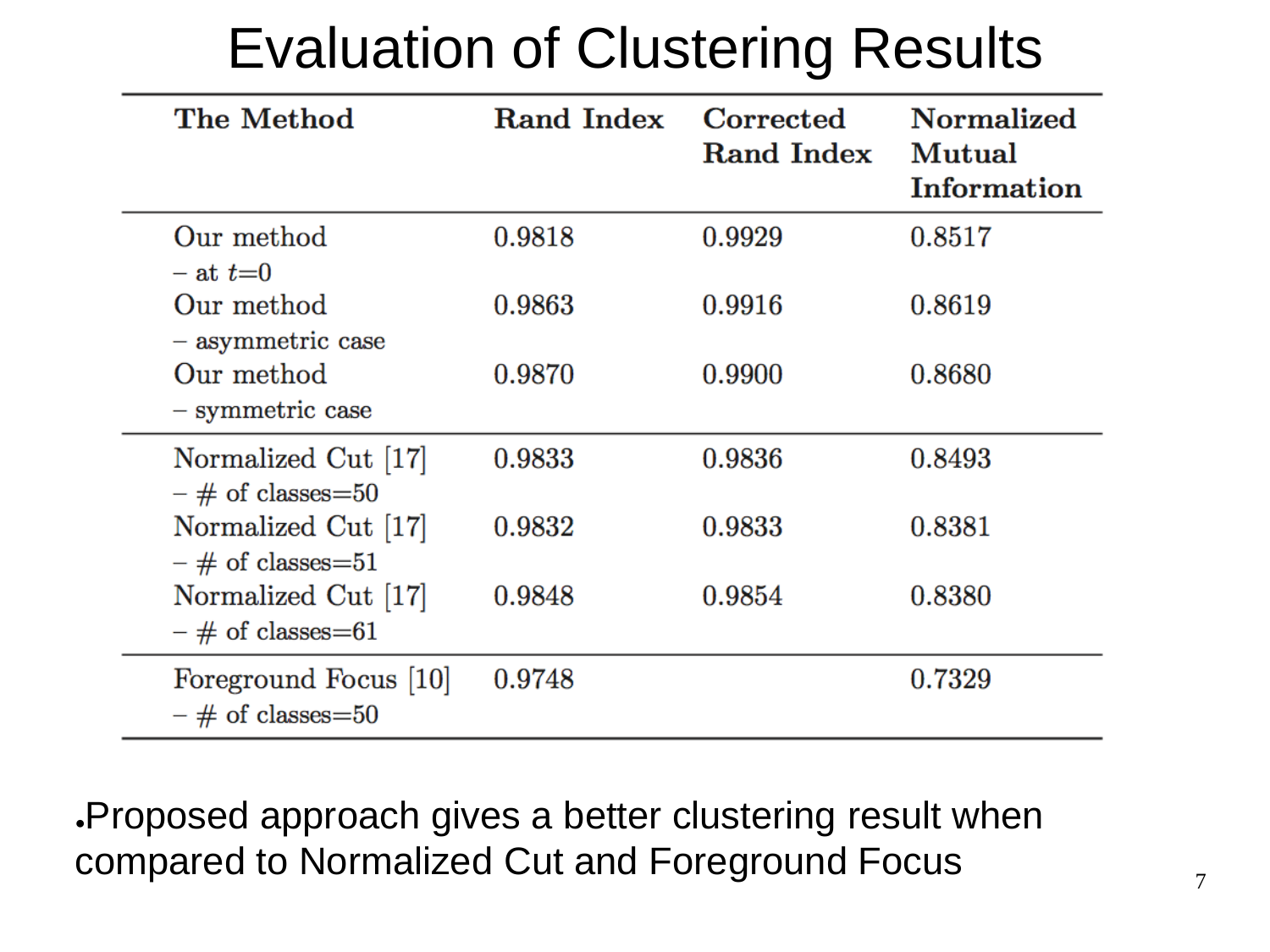# Evaluation of Clustering Results

| The Method | Rand Index | Corrected Rand Index | Normalized Mutual Information |
|---|---|---|---|
| Our method – at $t$=0 | 0.9818 | 0.9929 | 0.8517 |
| Our method – asymmetric case | 0.9863 | 0.9916 | 0.8619 |
| Our method – symmetric case | 0.9870 | 0.9900 | 0.8680 |
| Normalized Cut [17] – # of classes=50 | 0.9833 | 0.9836 | 0.8493 |
| Normalized Cut [17] – # of classes=51 | 0.9832 | 0.9833 | 0.8381 |
| Normalized Cut [17] – # of classes=61 | 0.9848 | 0.9854 | 0.8380 |
| Foreground Focus [10] – # of classes=50 | 0.9748 | | 0.7329 |

- Proposed approach gives a better clustering result when compared to Normalized Cut and Foreground Focus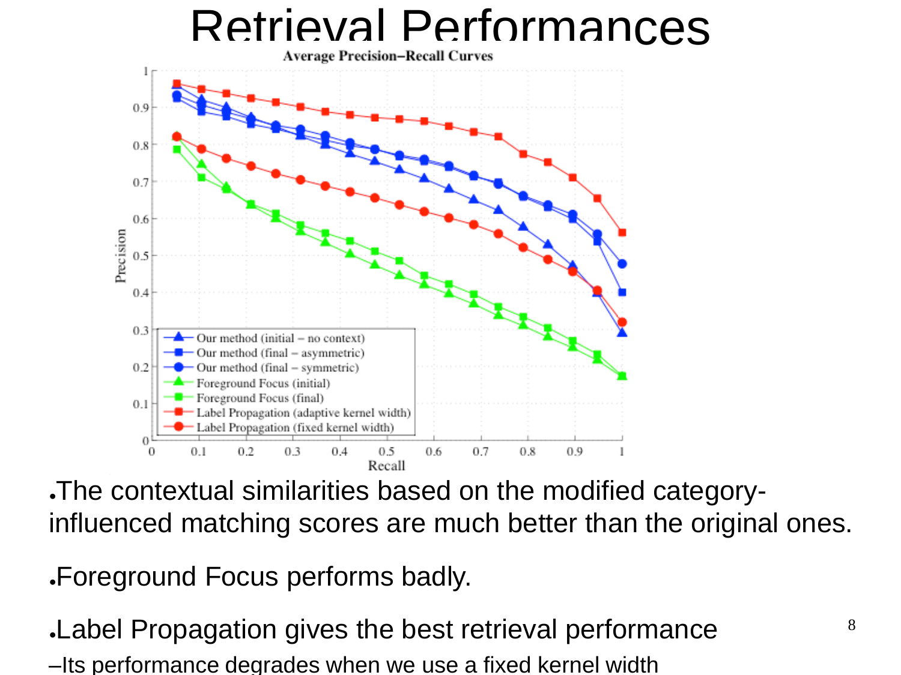# Retrieval Performances

- The contextual similarities based on the modified category-influenced matching scores are much better than the original ones.
- Foreground Focus performs badly.
- Label Propagation gives the best retrieval performance
  - Its performance degrades when we use a fixed kernel width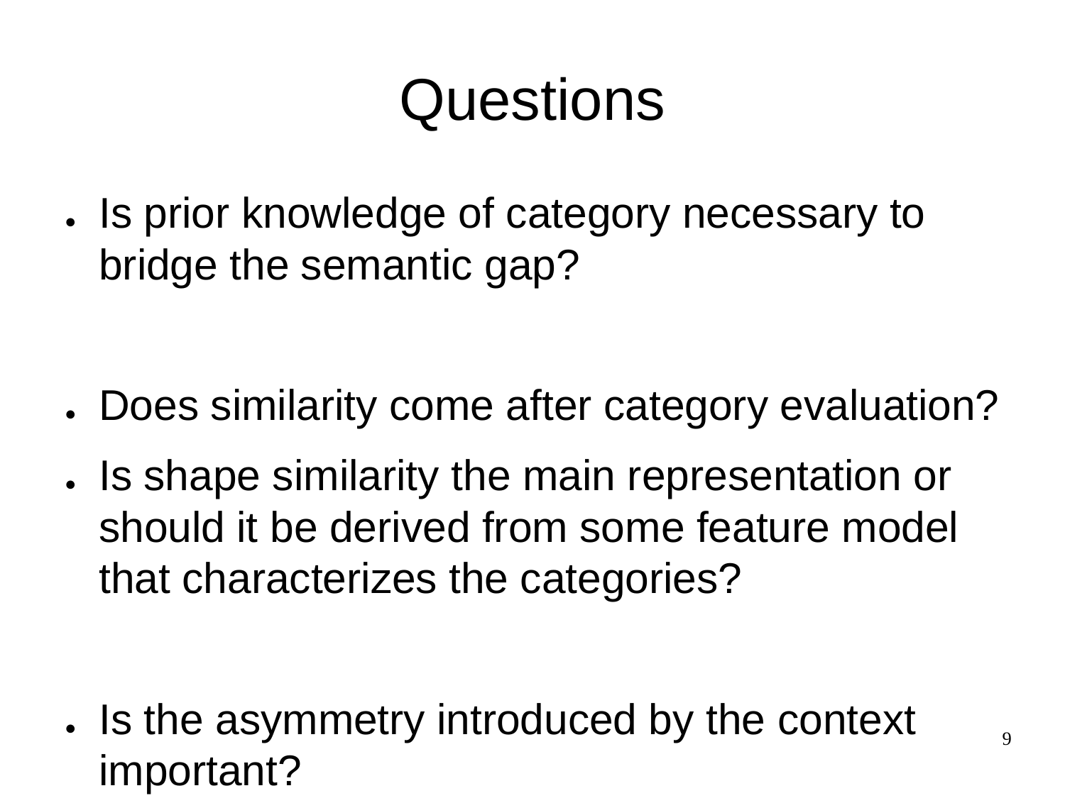# Questions

- Is prior knowledge of category necessary to bridge the semantic gap?
- Does similarity come after category evaluation?
- Is shape similarity the main representation or should it be derived from some feature model that characterizes the categories?
- Is the asymmetry introduced by the context important?